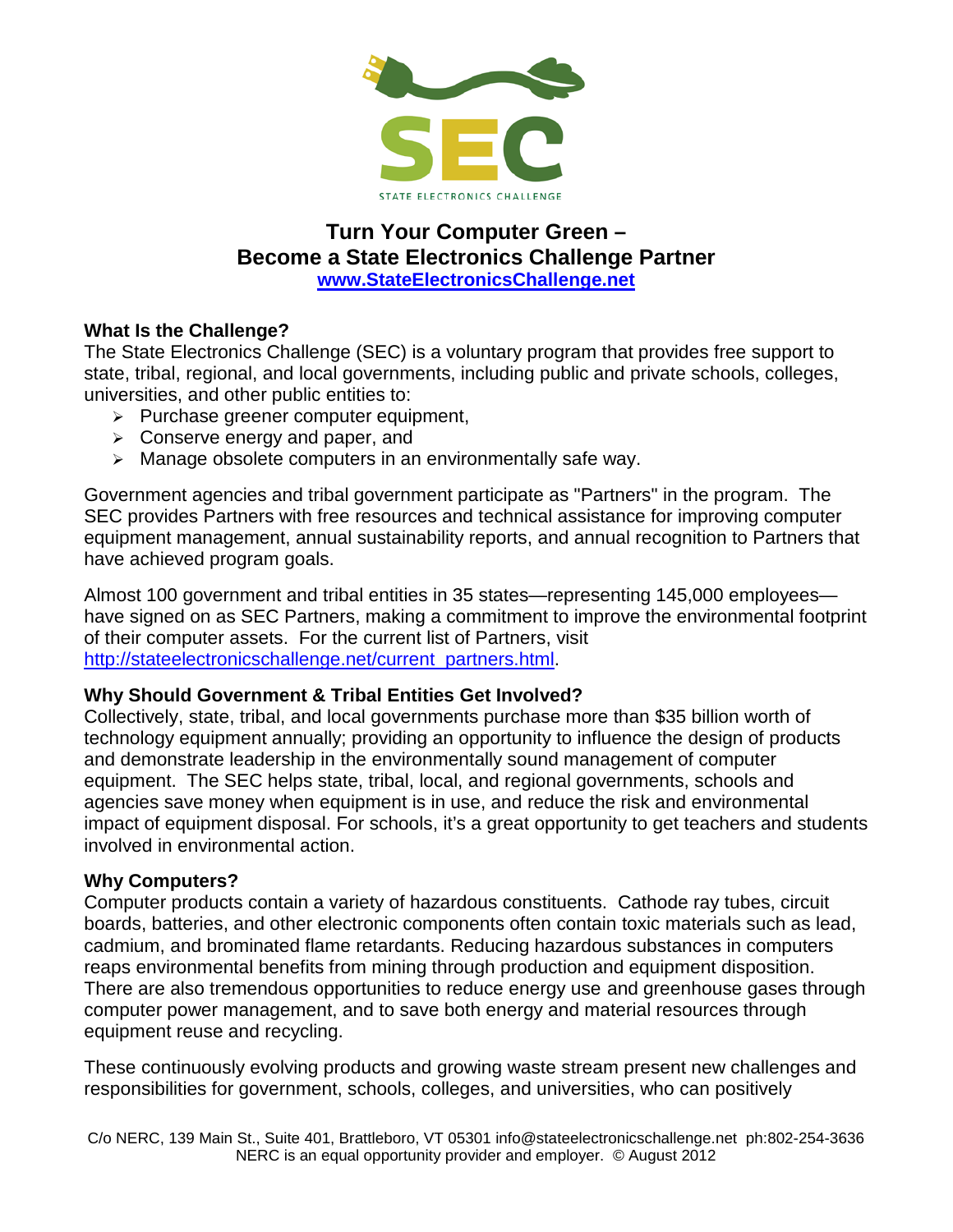SEC

STATE ELECTRONICS CHALLENGE

# Turn Your Computer Green – Become a State Electronics Challenge Partner

**www.StateElectronicsChallenge.net**

### What Is the Challenge?

The State Electronics Challenge (SEC) is a voluntary program that provides free support to state, tribal, regional, and local governments, including public and private schools, colleges, universities, and other public entities to:

- Purchase greener computer equipment,
- Conserve energy and paper, and
- Manage obsolete computers in an environmentally safe way.

Government agencies and tribal government participate as "Partners" in the program. The SEC provides Partners with free resources and technical assistance for improving computer equipment management, annual sustainability reports, and annual recognition to Partners that have achieved program goals.

Almost 100 government and tribal entities in 35 states—representing 145,000 employees—have signed on as SEC Partners, making a commitment to improve the environmental footprint of their computer assets. For the current list of Partners, visit http://stateelectronicschallenge.net/current_partners.html.

### Why Should Government & Tribal Entities Get Involved?

Collectively, state, tribal, and local governments purchase more than $35 billion worth of technology equipment annually; providing an opportunity to influence the design of products and demonstrate leadership in the environmentally sound management of computer equipment. The SEC helps state, tribal, local, and regional governments, schools and agencies save money when equipment is in use, and reduce the risk and environmental impact of equipment disposal. For schools, it's a great opportunity to get teachers and students involved in environmental action.

### Why Computers?

Computer products contain a variety of hazardous constituents. Cathode ray tubes, circuit boards, batteries, and other electronic components often contain toxic materials such as lead, cadmium, and brominated flame retardants. Reducing hazardous substances in computers reaps environmental benefits from mining through production and equipment disposition. There are also tremendous opportunities to reduce energy use and greenhouse gases through computer power management, and to save both energy and material resources through equipment reuse and recycling.

These continuously evolving products and growing waste stream present new challenges and responsibilities for government, schools, colleges, and universities, who can positively

C/o NERC, 139 Main St., Suite 401, Brattleboro, VT 05301 info@stateelectronicschallenge.net ph:802-254-3636
NERC is an equal opportunity provider and employer. © August 2012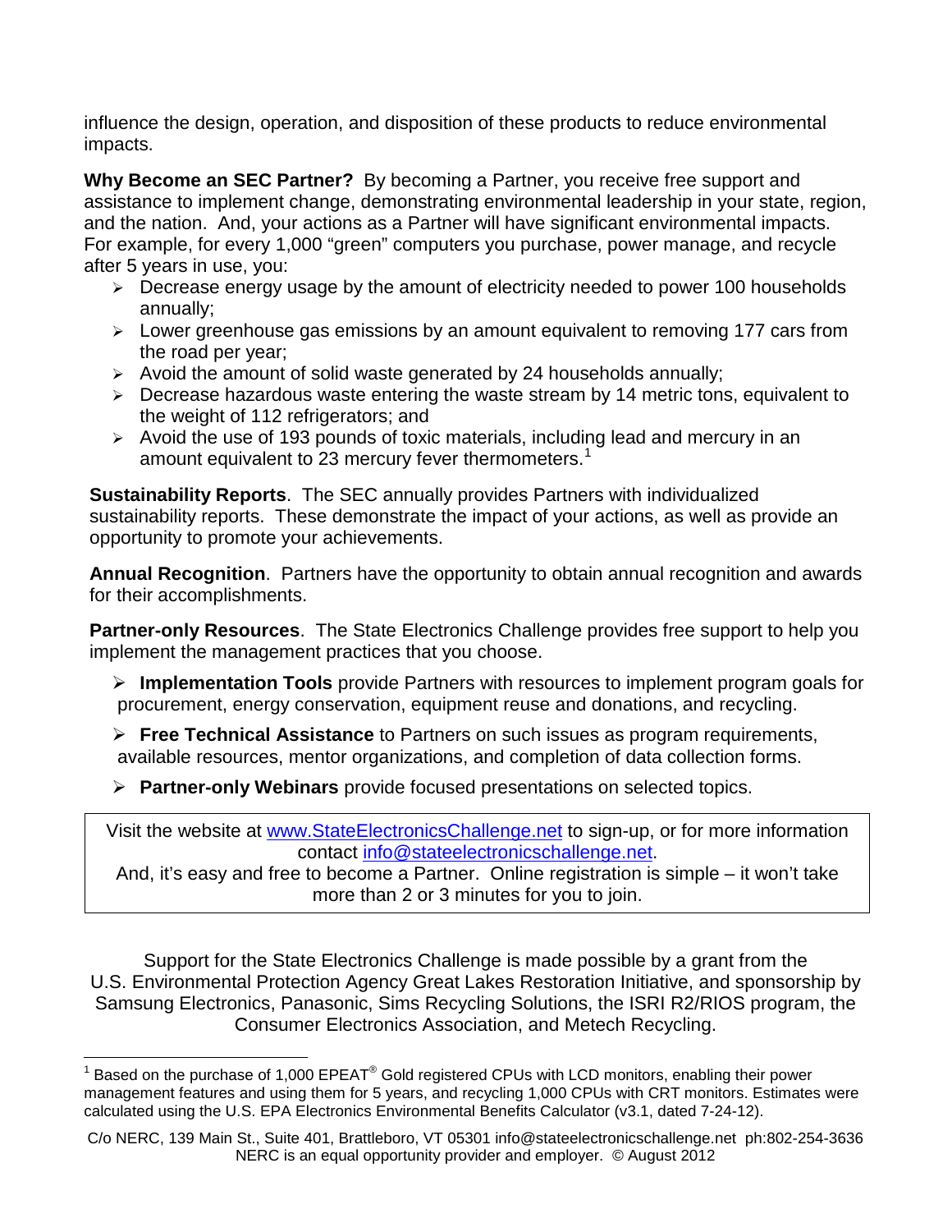influence the design, operation, and disposition of these products to reduce environmental impacts.

**Why Become an SEC Partner?** By becoming a Partner, you receive free support and assistance to implement change, demonstrating environmental leadership in your state, region, and the nation. And, your actions as a Partner will have significant environmental impacts. For example, for every 1,000 "green" computers you purchase, power manage, and recycle after 5 years in use, you:

- Decrease energy usage by the amount of electricity needed to power 100 households annually;
- Lower greenhouse gas emissions by an amount equivalent to removing 177 cars from the road per year;
- Avoid the amount of solid waste generated by 24 households annually;
- Decrease hazardous waste entering the waste stream by 14 metric tons, equivalent to the weight of 112 refrigerators; and
- Avoid the use of 193 pounds of toxic materials, including lead and mercury in an amount equivalent to 23 mercury fever thermometers.[1]

**Sustainability Reports**. The SEC annually provides Partners with individualized sustainability reports. These demonstrate the impact of your actions, as well as provide an opportunity to promote your achievements.

**Annual Recognition**. Partners have the opportunity to obtain annual recognition and awards for their accomplishments.

**Partner-only Resources**. The State Electronics Challenge provides free support to help you implement the management practices that you choose.

- **Implementation Tools** provide Partners with resources to implement program goals for procurement, energy conservation, equipment reuse and donations, and recycling.
- **Free Technical Assistance** to Partners on such issues as program requirements, available resources, mentor organizations, and completion of data collection forms.
- **Partner-only Webinars** provide focused presentations on selected topics.

Visit the website at www.StateElectronicsChallenge.net to sign-up, or for more information contact info@stateelectronicschallenge.net.
And, it's easy and free to become a Partner. Online registration is simple – it won't take more than 2 or 3 minutes for you to join.

Support for the State Electronics Challenge is made possible by a grant from the U.S. Environmental Protection Agency Great Lakes Restoration Initiative, and sponsorship by Samsung Electronics, Panasonic, Sims Recycling Solutions, the ISRI R2/RIOS program, the Consumer Electronics Association, and Metech Recycling.

---

[1] Based on the purchase of 1,000 EPEAT® Gold registered CPUs with LCD monitors, enabling their power management features and using them for 5 years, and recycling 1,000 CPUs with CRT monitors. Estimates were calculated using the U.S. EPA Electronics Environmental Benefits Calculator (v3.1, dated 7-24-12).

C/o NERC, 139 Main St., Suite 401, Brattleboro, VT 05301 info@stateelectronicschallenge.net ph:802-254-3636
NERC is an equal opportunity provider and employer. © August 2012